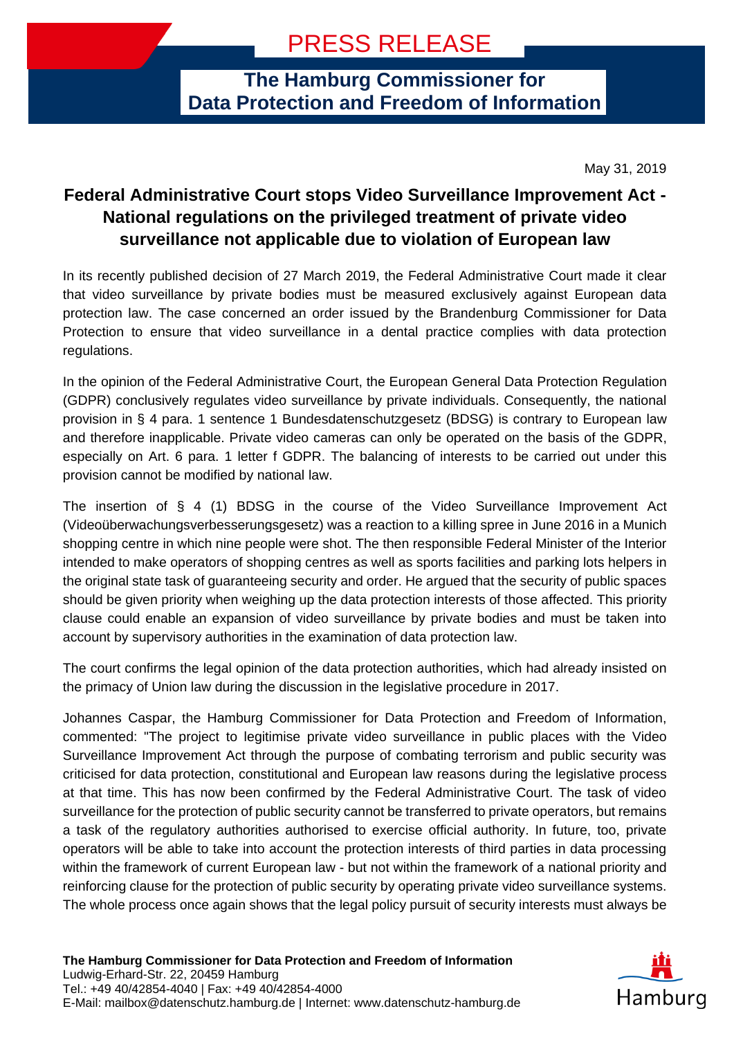# PRESS RELEASE

**The Hamburg Commissioner for Data Protection and Freedom of Information**

May 31, 2019

## Federal Administrative Court stops Video Surveillance Improvement Act - National regulations on the privileged treatment of private video surveillance not applicable due to violation of European law

In its recently published decision of 27 March 2019, the Federal Administrative Court made it clear that video surveillance by private bodies must be measured exclusively against European data protection law. The case concerned an order issued by the Brandenburg Commissioner for Data Protection to ensure that video surveillance in a dental practice complies with data protection regulations.

In the opinion of the Federal Administrative Court, the European General Data Protection Regulation (GDPR) conclusively regulates video surveillance by private individuals. Consequently, the national provision in § 4 para. 1 sentence 1 Bundesdatenschutzgesetz (BDSG) is contrary to European law and therefore inapplicable. Private video cameras can only be operated on the basis of the GDPR, especially on Art. 6 para. 1 letter f GDPR. The balancing of interests to be carried out under this provision cannot be modified by national law.

The insertion of § 4 (1) BDSG in the course of the Video Surveillance Improvement Act (Videoüberwachungsverbesserungsgesetz) was a reaction to a killing spree in June 2016 in a Munich shopping centre in which nine people were shot. The then responsible Federal Minister of the Interior intended to make operators of shopping centres as well as sports facilities and parking lots helpers in the original state task of guaranteeing security and order. He argued that the security of public spaces should be given priority when weighing up the data protection interests of those affected. This priority clause could enable an expansion of video surveillance by private bodies and must be taken into account by supervisory authorities in the examination of data protection law.

The court confirms the legal opinion of the data protection authorities, which had already insisted on the primacy of Union law during the discussion in the legislative procedure in 2017.

Johannes Caspar, the Hamburg Commissioner for Data Protection and Freedom of Information, commented: "The project to legitimise private video surveillance in public places with the Video Surveillance Improvement Act through the purpose of combating terrorism and public security was criticised for data protection, constitutional and European law reasons during the legislative process at that time. This has now been confirmed by the Federal Administrative Court. The task of video surveillance for the protection of public security cannot be transferred to private operators, but remains a task of the regulatory authorities authorised to exercise official authority. In future, too, private operators will be able to take into account the protection interests of third parties in data processing within the framework of current European law - but not within the framework of a national priority and reinforcing clause for the protection of public security by operating private video surveillance systems. The whole process once again shows that the legal policy pursuit of security interests must always be

**The Hamburg Commissioner for Data Protection and Freedom of Information**
Ludwig-Erhard-Str. 22, 20459 Hamburg
Tel.: +49 40/42854-4040 | Fax: +49 40/42854-4000
E-Mail: mailbox@datenschutz.hamburg.de | Internet: www.datenschutz-hamburg.de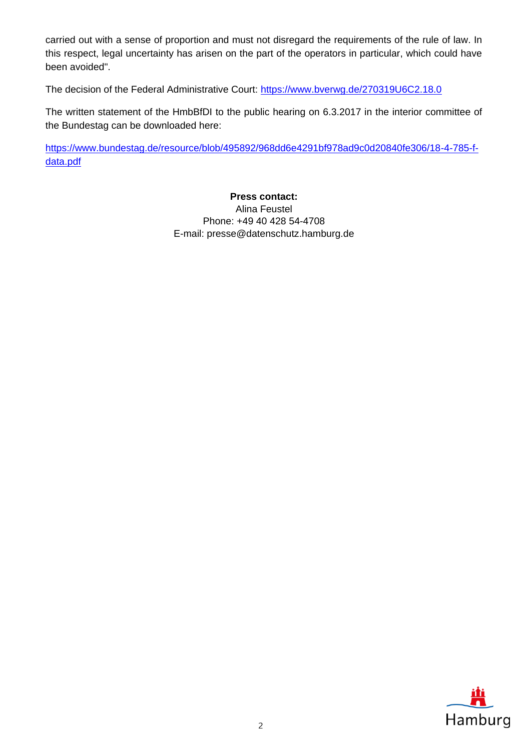carried out with a sense of proportion and must not disregard the requirements of the rule of law. In this respect, legal uncertainty has arisen on the part of the operators in particular, which could have been avoided".

The decision of the Federal Administrative Court: https://www.bverwg.de/270319U6C2.18.0

The written statement of the HmbBfDI to the public hearing on 6.3.2017 in the interior committee of the Bundestag can be downloaded here:

https://www.bundestag.de/resource/blob/495892/968dd6e4291bf978ad9c0d20840fe306/18-4-785-f-data.pdf

**Press contact:**
Alina Feustel
Phone: +49 40 428 54-4708
E-mail: presse@datenschutz.hamburg.de